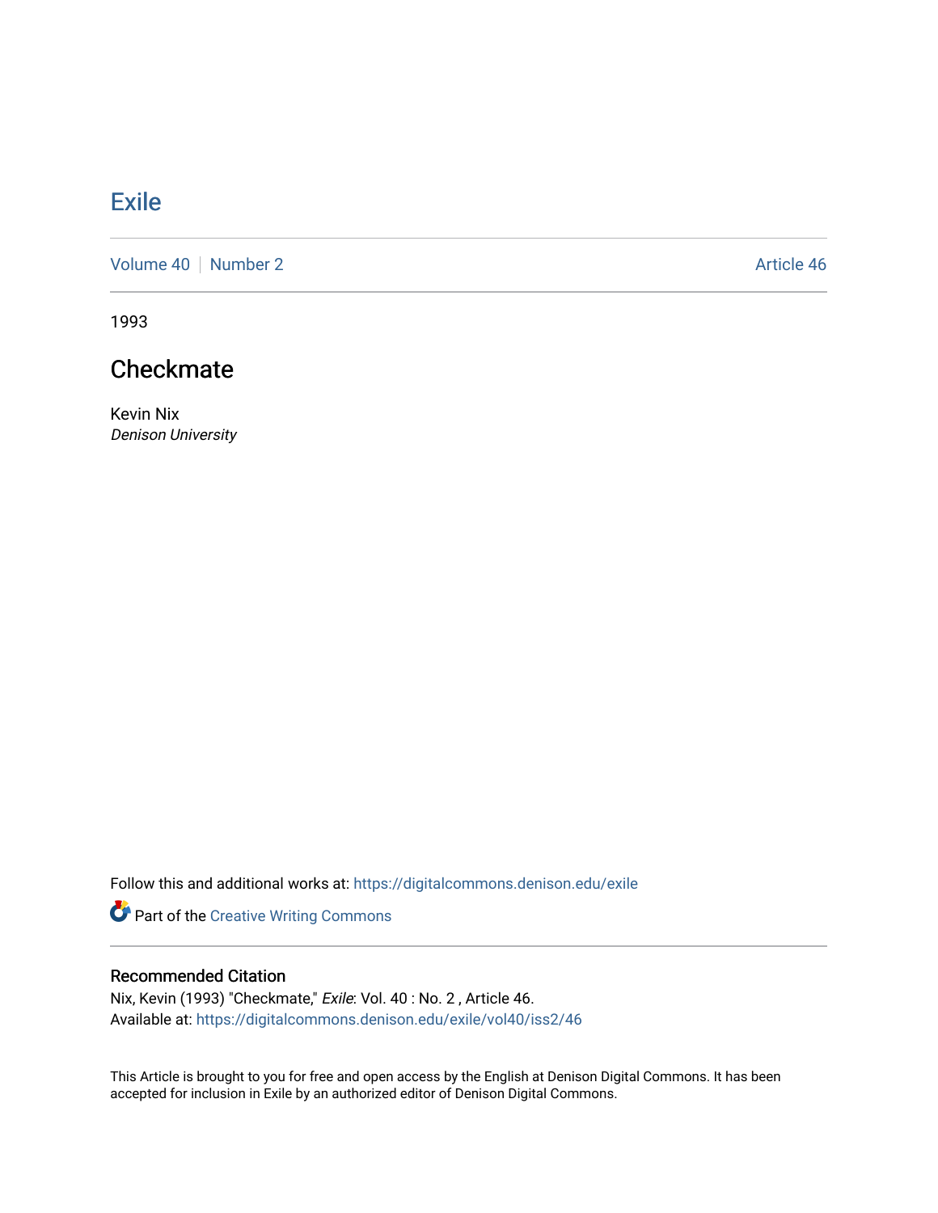# Exile

Volume 40 | Number 2 Article 46

1993

## Checkmate

Kevin Nix
*Denison University*

Follow this and additional works at: https://digitalcommons.denison.edu/exile

Part of the Creative Writing Commons

### Recommended Citation

Nix, Kevin (1993) "Checkmate," *Exile*: Vol. 40 : No. 2 , Article 46.
Available at: https://digitalcommons.denison.edu/exile/vol40/iss2/46

This Article is brought to you for free and open access by the English at Denison Digital Commons. It has been accepted for inclusion in Exile by an authorized editor of Denison Digital Commons.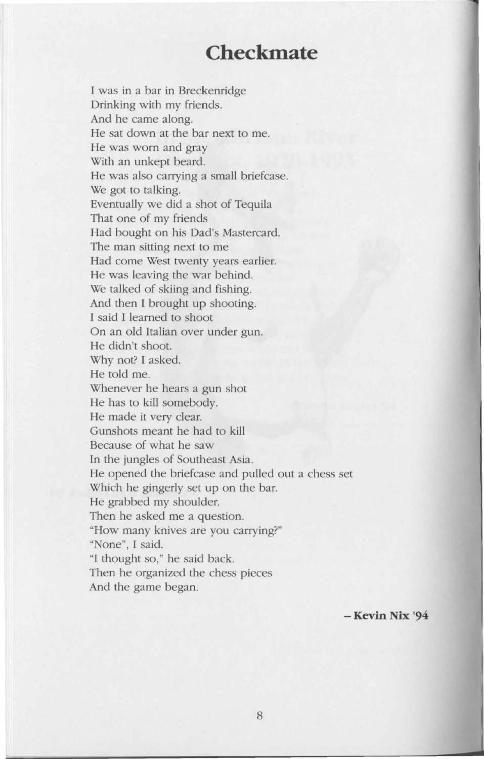# Checkmate

I was in a bar in Breckenridge  
Drinking with my friends.  
And he came along.  
He sat down at the bar next to me.  
He was worn and gray  
With an unkept beard.  
He was also carrying a small briefcase.  
We got to talking.  
Eventually we did a shot of Tequila  
That one of my friends  
Had bought on his Dad's Mastercard.  
The man sitting next to me  
Had come West twenty years earlier.  
He was leaving the war behind.  
We talked of skiing and fishing.  
And then I brought up shooting.  
I said I learned to shoot  
On an old Italian over under gun.  
He didn't shoot.  
Why not? I asked.  
He told me.  
Whenever he hears a gun shot  
He has to kill somebody.  
He made it very clear.  
Gunshots meant he had to kill  
Because of what he saw  
In the jungles of Southeast Asia.  
He opened the briefcase and pulled out a chess set  
Which he gingerly set up on the bar.  
He grabbed my shoulder.  
Then he asked me a question.  
"How many knives are you carrying?"  
"None", I said.  
"I thought so," he said back.  
Then he organized the chess pieces  
And the game began.

**– Kevin Nix '94**